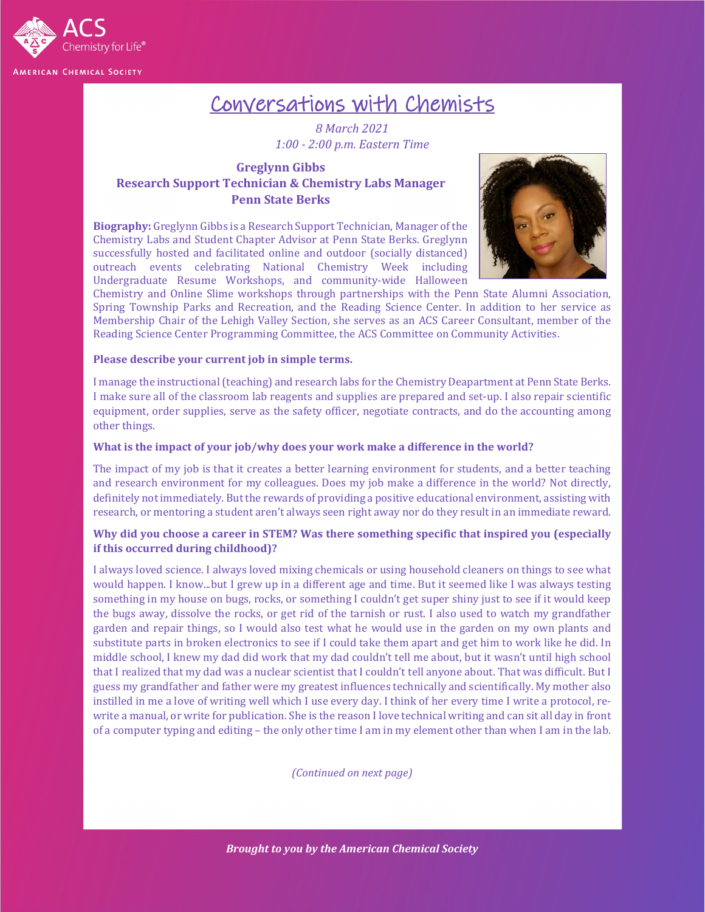# Conversations with Chemists

*8 March 2021*
*1:00 - 2:00 p.m. Eastern Time*

**Greglynn Gibbs**
**Research Support Technician & Chemistry Labs Manager**
**Penn State Berks**

**Biography:** Greglynn Gibbs is a Research Support Technician, Manager of the Chemistry Labs and Student Chapter Advisor at Penn State Berks. Greglynn successfully hosted and facilitated online and outdoor (socially distanced) outreach events celebrating National Chemistry Week including Undergraduate Resume Workshops, and community-wide Halloween Chemistry and Online Slime workshops through partnerships with the Penn State Alumni Association, Spring Township Parks and Recreation, and the Reading Science Center. In addition to her service as Membership Chair of the Lehigh Valley Section, she serves as an ACS Career Consultant, member of the Reading Science Center Programming Committee, the ACS Committee on Community Activities.

**Please describe your current job in simple terms.**

I manage the instructional (teaching) and research labs for the Chemistry Deapartment at Penn State Berks. I make sure all of the classroom lab reagents and supplies are prepared and set-up. I also repair scientific equipment, order supplies, serve as the safety officer, negotiate contracts, and do the accounting among other things.

**What is the impact of your job/why does your work make a difference in the world?**

The impact of my job is that it creates a better learning environment for students, and a better teaching and research environment for my colleagues. Does my job make a difference in the world? Not directly, definitely not immediately. But the rewards of providing a positive educational environment, assisting with research, or mentoring a student aren't always seen right away nor do they result in an immediate reward.

**Why did you choose a career in STEM? Was there something specific that inspired you (especially if this occurred during childhood)?**

I always loved science. I always loved mixing chemicals or using household cleaners on things to see what would happen. I know...but I grew up in a different age and time. But it seemed like I was always testing something in my house on bugs, rocks, or something I couldn't get super shiny just to see if it would keep the bugs away, dissolve the rocks, or get rid of the tarnish or rust. I also used to watch my grandfather garden and repair things, so I would also test what he would use in the garden on my own plants and substitute parts in broken electronics to see if I could take them apart and get him to work like he did. In middle school, I knew my dad did work that my dad couldn't tell me about, but it wasn't until high school that I realized that my dad was a nuclear scientist that I couldn't tell anyone about. That was difficult. But I guess my grandfather and father were my greatest influences technically and scientifically. My mother also instilled in me a love of writing well which I use every day. I think of her every time I write a protocol, re-write a manual, or write for publication. She is the reason I love technical writing and can sit all day in front of a computer typing and editing – the only other time I am in my element other than when I am in the lab.

*(Continued on next page)*

***Brought to you by the American Chemical Society***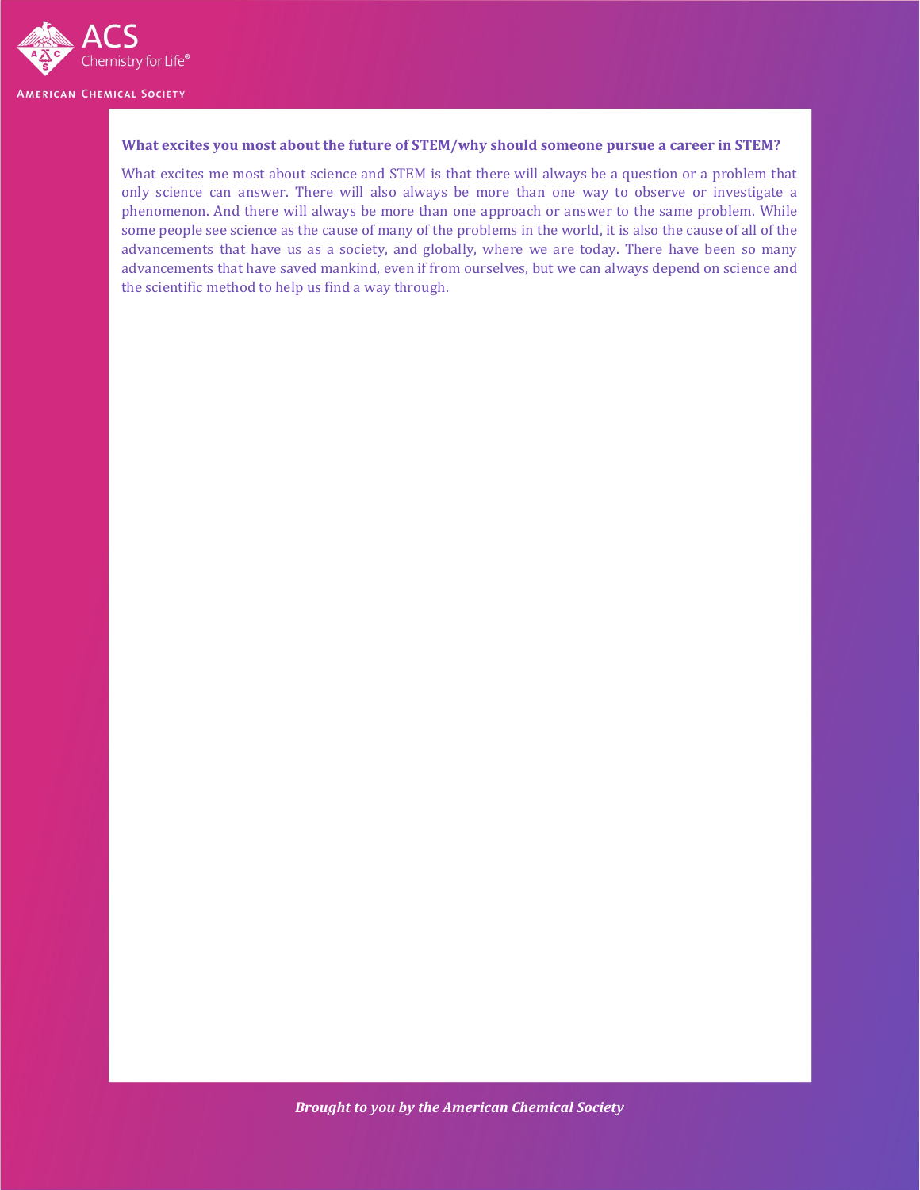**What excites you most about the future of STEM/why should someone pursue a career in STEM?**

What excites me most about science and STEM is that there will always be a question or a problem that only science can answer. There will also always be more than one way to observe or investigate a phenomenon. And there will always be more than one approach or answer to the same problem. While some people see science as the cause of many of the problems in the world, it is also the cause of all of the advancements that have us as a society, and globally, where we are today. There have been so many advancements that have saved mankind, even if from ourselves, but we can always depend on science and the scientific method to help us find a way through.

*Brought to you by the American Chemical Society*